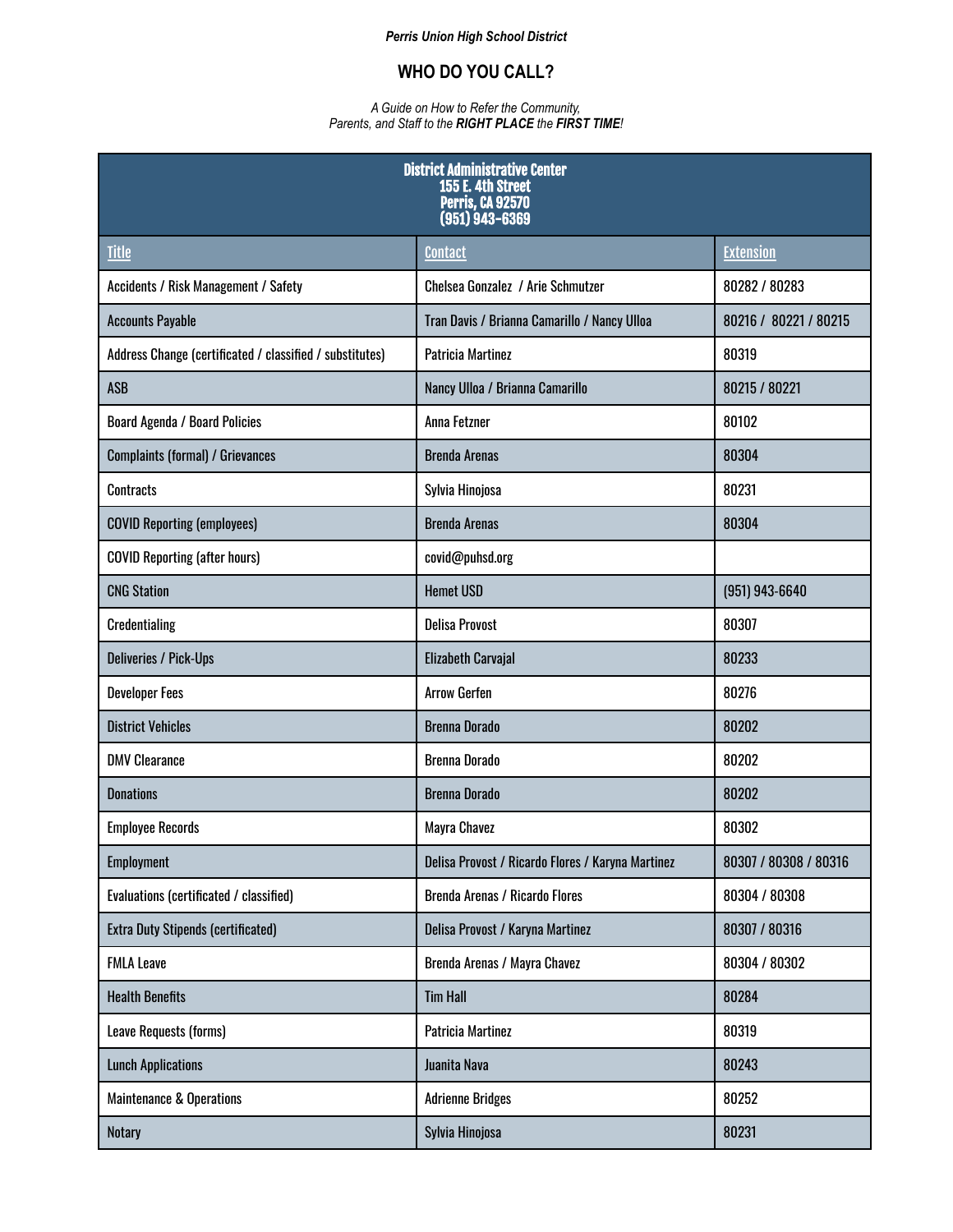*Perris Union High School District*

# WHO DO YOU CALL?

*A Guide on How to Refer the Community, Parents, and Staff to the* ***RIGHT PLACE*** *the* ***FIRST TIME****!*

| **District Administrative Center**<br>**155 E. 4th Street**<br>**Perris, CA 92570**<br>**(951) 943-6369** | | |
|---|---|---|
| Title | Contact | Extension |
| Accidents / Risk Management / Safety | Chelsea Gonzalez / Arie Schmutzer | 80282 / 80283 |
| Accounts Payable | Tran Davis / Brianna Camarillo / Nancy Ulloa | 80216 / 80221 / 80215 |
| Address Change (certificated / classified / substitutes) | Patricia Martinez | 80319 |
| ASB | Nancy Ulloa / Brianna Camarillo | 80215 / 80221 |
| Board Agenda / Board Policies | Anna Fetzner | 80102 |
| Complaints (formal) / Grievances | Brenda Arenas | 80304 |
| Contracts | Sylvia Hinojosa | 80231 |
| COVID Reporting (employees) | Brenda Arenas | 80304 |
| COVID Reporting (after hours) | covid@puhsd.org | |
| CNG Station | Hemet USD | (951) 943-6640 |
| Credentialing | Delisa Provost | 80307 |
| Deliveries / Pick-Ups | Elizabeth Carvajal | 80233 |
| Developer Fees | Arrow Gerfen | 80276 |
| District Vehicles | Brenna Dorado | 80202 |
| DMV Clearance | Brenna Dorado | 80202 |
| Donations | Brenna Dorado | 80202 |
| Employee Records | Mayra Chavez | 80302 |
| Employment | Delisa Provost / Ricardo Flores / Karyna Martinez | 80307 / 80308 / 80316 |
| Evaluations (certificated / classified) | Brenda Arenas / Ricardo Flores | 80304 / 80308 |
| Extra Duty Stipends (certificated) | Delisa Provost / Karyna Martinez | 80307 / 80316 |
| FMLA Leave | Brenda Arenas / Mayra Chavez | 80304 / 80302 |
| Health Benefits | Tim Hall | 80284 |
| Leave Requests (forms) | Patricia Martinez | 80319 |
| Lunch Applications | Juanita Nava | 80243 |
| Maintenance & Operations | Adrienne Bridges | 80252 |
| Notary | Sylvia Hinojosa | 80231 |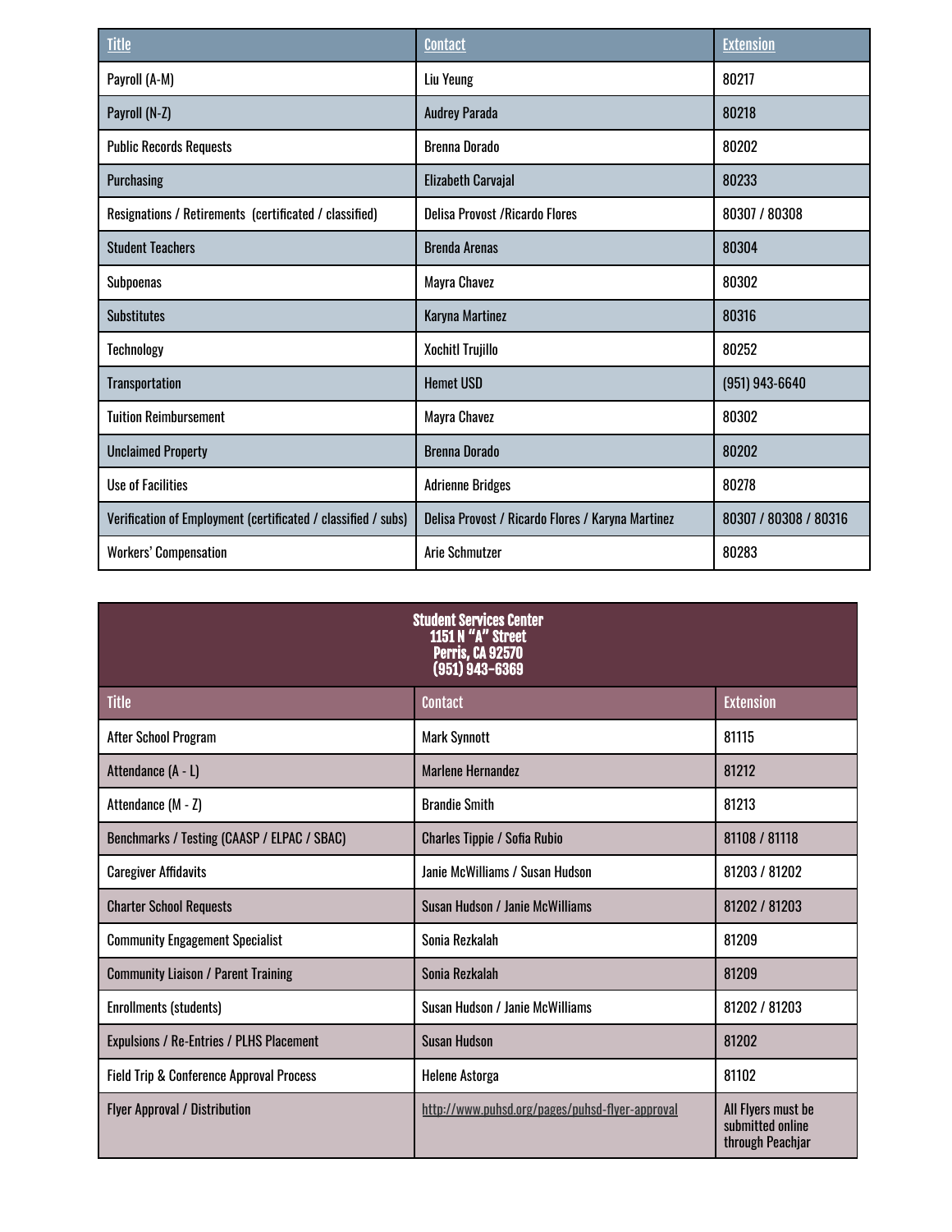| Title | Contact | Extension |
| --- | --- | --- |
| Payroll (A-M) | Liu Yeung | 80217 |
| Payroll (N-Z) | Audrey Parada | 80218 |
| Public Records Requests | Brenna Dorado | 80202 |
| Purchasing | Elizabeth Carvajal | 80233 |
| Resignations / Retirements (certificated / classified) | Delisa Provost /Ricardo Flores | 80307 / 80308 |
| Student Teachers | Brenda Arenas | 80304 |
| Subpoenas | Mayra Chavez | 80302 |
| Substitutes | Karyna Martinez | 80316 |
| Technology | Xochitl Trujillo | 80252 |
| Transportation | Hemet USD | (951) 943-6640 |
| Tuition Reimbursement | Mayra Chavez | 80302 |
| Unclaimed Property | Brenna Dorado | 80202 |
| Use of Facilities | Adrienne Bridges | 80278 |
| Verification of Employment (certificated / classified / subs) | Delisa Provost / Ricardo Flores / Karyna Martinez | 80307 / 80308 / 80316 |
| Workers' Compensation | Arie Schmutzer | 80283 |

| Student Services Center<br>1151 N "A" Street<br>Perris, CA 92570<br>(951) 943-6369 | | |
| --- | --- | --- |
| Title | Contact | Extension |
| After School Program | Mark Synnott | 81115 |
| Attendance (A - L) | Marlene Hernandez | 81212 |
| Attendance (M - Z) | Brandie Smith | 81213 |
| Benchmarks / Testing (CAASP / ELPAC / SBAC) | Charles Tippie / Sofia Rubio | 81108 / 81118 |
| Caregiver Affidavits | Janie McWilliams / Susan Hudson | 81203 / 81202 |
| Charter School Requests | Susan Hudson / Janie McWilliams | 81202 / 81203 |
| Community Engagement Specialist | Sonia Rezkalah | 81209 |
| Community Liaison / Parent Training | Sonia Rezkalah | 81209 |
| Enrollments (students) | Susan Hudson / Janie McWilliams | 81202 / 81203 |
| Expulsions / Re-Entries / PLHS Placement | Susan Hudson | 81202 |
| Field Trip & Conference Approval Process | Helene Astorga | 81102 |
| Flyer Approval / Distribution | http://www.puhsd.org/pages/puhsd-flyer-approval | All Flyers must be submitted online through Peachjar |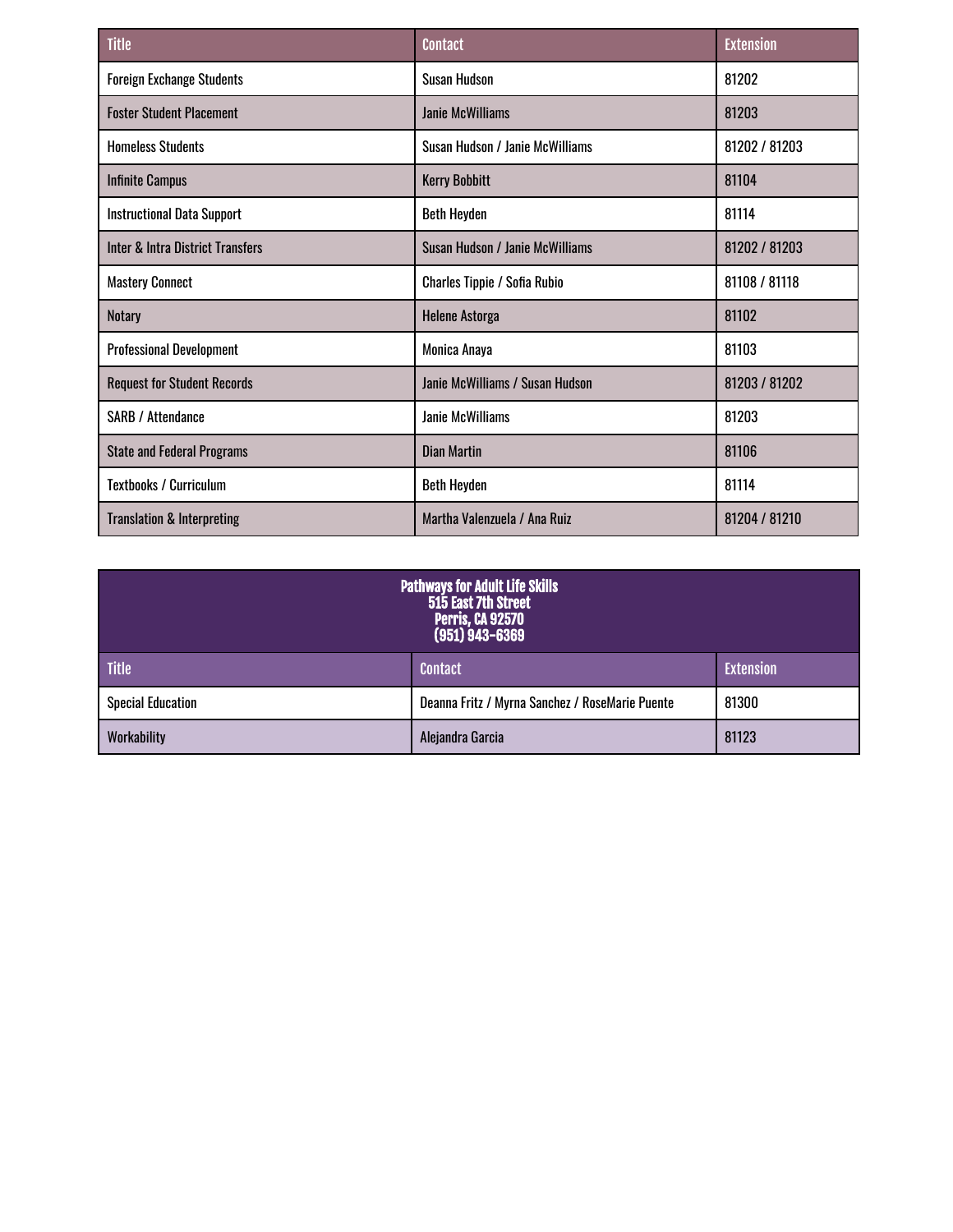| Title | Contact | Extension |
| --- | --- | --- |
| Foreign Exchange Students | Susan Hudson | 81202 |
| Foster Student Placement | Janie McWilliams | 81203 |
| Homeless Students | Susan Hudson / Janie McWilliams | 81202 / 81203 |
| Infinite Campus | Kerry Bobbitt | 81104 |
| Instructional Data Support | Beth Heyden | 81114 |
| Inter & Intra District Transfers | Susan Hudson / Janie McWilliams | 81202 / 81203 |
| Mastery Connect | Charles Tippie / Sofia Rubio | 81108 / 81118 |
| Notary | Helene Astorga | 81102 |
| Professional Development | Monica Anaya | 81103 |
| Request for Student Records | Janie McWilliams / Susan Hudson | 81203 / 81202 |
| SARB / Attendance | Janie McWilliams | 81203 |
| State and Federal Programs | Dian Martin | 81106 |
| Textbooks / Curriculum | Beth Heyden | 81114 |
| Translation & Interpreting | Martha Valenzuela / Ana Ruiz | 81204 / 81210 |

**Pathways for Adult Life Skills**
**515 East 7th Street**
**Perris, CA 92570**
**(951) 943-6369**

| Title | Contact | Extension |
| --- | --- | --- |
| Special Education | Deanna Fritz / Myrna Sanchez / RoseMarie Puente | 81300 |
| Workability | Alejandra Garcia | 81123 |